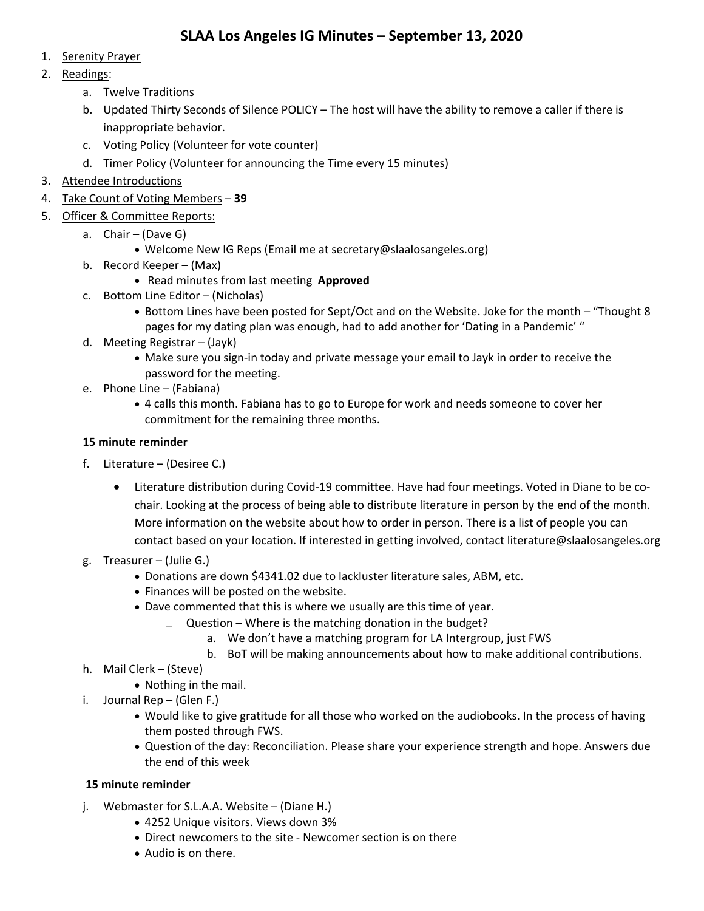# SLAA Los Angeles IG Minutes – September 13, 2020

1. Serenity Prayer
2. Readings:
   a. Twelve Traditions
   b. Updated Thirty Seconds of Silence POLICY – The host will have the ability to remove a caller if there is inappropriate behavior.
   c. Voting Policy (Volunteer for vote counter)
   d. Timer Policy (Volunteer for announcing the Time every 15 minutes)
3. Attendee Introductions
4. Take Count of Voting Members – **39**
5. Officer & Committee Reports:
   a. Chair – (Dave G)
      - Welcome New IG Reps (Email me at secretary@slaalosangeles.org)
   b. Record Keeper – (Max)
      - Read minutes from last meeting **Approved**
   c. Bottom Line Editor – (Nicholas)
      - Bottom Lines have been posted for Sept/Oct and on the Website. Joke for the month – "Thought 8 pages for my dating plan was enough, had to add another for 'Dating in a Pandemic' "
   d. Meeting Registrar – (Jayk)
      - Make sure you sign-in today and private message your email to Jayk in order to receive the password for the meeting.
   e. Phone Line – (Fabiana)
      - 4 calls this month. Fabiana has to go to Europe for work and needs someone to cover her commitment for the remaining three months.

   **15 minute reminder**

   f. Literature – (Desiree C.)
      - Literature distribution during Covid-19 committee. Have had four meetings. Voted in Diane to be co-chair. Looking at the process of being able to distribute literature in person by the end of the month. More information on the website about how to order in person. There is a list of people you can contact based on your location. If interested in getting involved, contact literature@slaalosangeles.org
   g. Treasurer – (Julie G.)
      - Donations are down $4341.02 due to lackluster literature sales, ABM, etc.
      - Finances will be posted on the website.
      - Dave commented that this is where we usually are this time of year.
        - Question – Where is the matching donation in the budget?
          a. We don't have a matching program for LA Intergroup, just FWS
          b. BoT will be making announcements about how to make additional contributions.
   h. Mail Clerk – (Steve)
      - Nothing in the mail.
   i. Journal Rep – (Glen F.)
      - Would like to give gratitude for all those who worked on the audiobooks. In the process of having them posted through FWS.
      - Question of the day: Reconciliation. Please share your experience strength and hope. Answers due the end of this week

   **15 minute reminder**

   j. Webmaster for S.L.A.A. Website – (Diane H.)
      - 4252 Unique visitors. Views down 3%
      - Direct newcomers to the site - Newcomer section is on there
      - Audio is on there.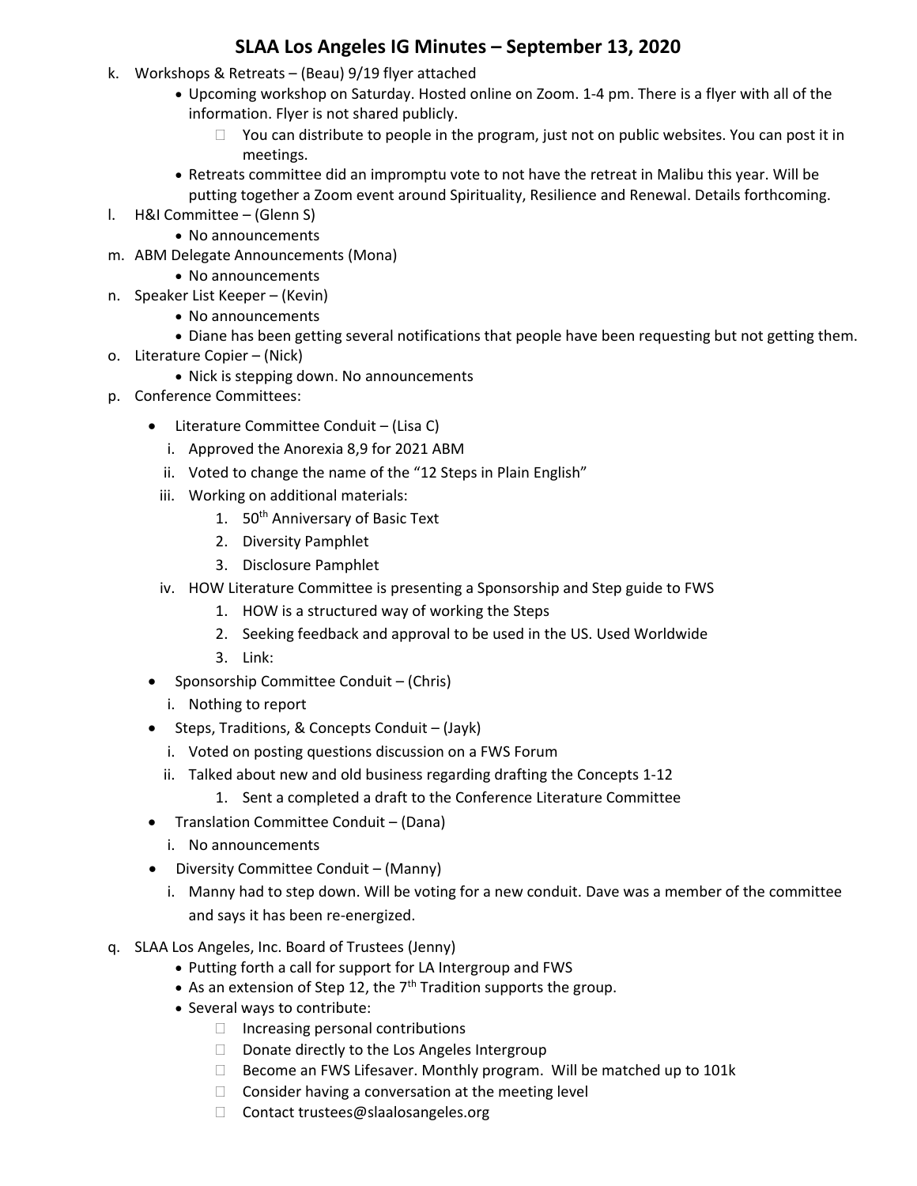# SLAA Los Angeles IG Minutes – September 13, 2020

k. Workshops & Retreats – (Beau) 9/19 flyer attached
   - Upcoming workshop on Saturday. Hosted online on Zoom. 1-4 pm. There is a flyer with all of the information. Flyer is not shared publicly.
     - You can distribute to people in the program, just not on public websites. You can post it in meetings.
   - Retreats committee did an impromptu vote to not have the retreat in Malibu this year. Will be putting together a Zoom event around Spirituality, Resilience and Renewal. Details forthcoming.

l. H&I Committee – (Glenn S)
   - No announcements

m. ABM Delegate Announcements (Mona)
   - No announcements

n. Speaker List Keeper – (Kevin)
   - No announcements
   - Diane has been getting several notifications that people have been requesting but not getting them.

o. Literature Copier – (Nick)
   - Nick is stepping down. No announcements

p. Conference Committees:
   - Literature Committee Conduit – (Lisa C)
     i. Approved the Anorexia 8,9 for 2021 ABM
     ii. Voted to change the name of the "12 Steps in Plain English"
     iii. Working on additional materials:
        1. 50th Anniversary of Basic Text
        2. Diversity Pamphlet
        3. Disclosure Pamphlet
     iv. HOW Literature Committee is presenting a Sponsorship and Step guide to FWS
        1. HOW is a structured way of working the Steps
        2. Seeking feedback and approval to be used in the US. Used Worldwide
        3. Link:
   - Sponsorship Committee Conduit – (Chris)
     i. Nothing to report
   - Steps, Traditions, & Concepts Conduit – (Jayk)
     i. Voted on posting questions discussion on a FWS Forum
     ii. Talked about new and old business regarding drafting the Concepts 1-12
        1. Sent a completed a draft to the Conference Literature Committee
   - Translation Committee Conduit – (Dana)
     i. No announcements
   - Diversity Committee Conduit – (Manny)
     i. Manny had to step down. Will be voting for a new conduit. Dave was a member of the committee and says it has been re-energized.

q. SLAA Los Angeles, Inc. Board of Trustees (Jenny)
   - Putting forth a call for support for LA Intergroup and FWS
   - As an extension of Step 12, the 7th Tradition supports the group.
   - Several ways to contribute:
     - Increasing personal contributions
     - Donate directly to the Los Angeles Intergroup
     - Become an FWS Lifesaver. Monthly program. Will be matched up to 101k
     - Consider having a conversation at the meeting level
     - Contact trustees@slaalosangeles.org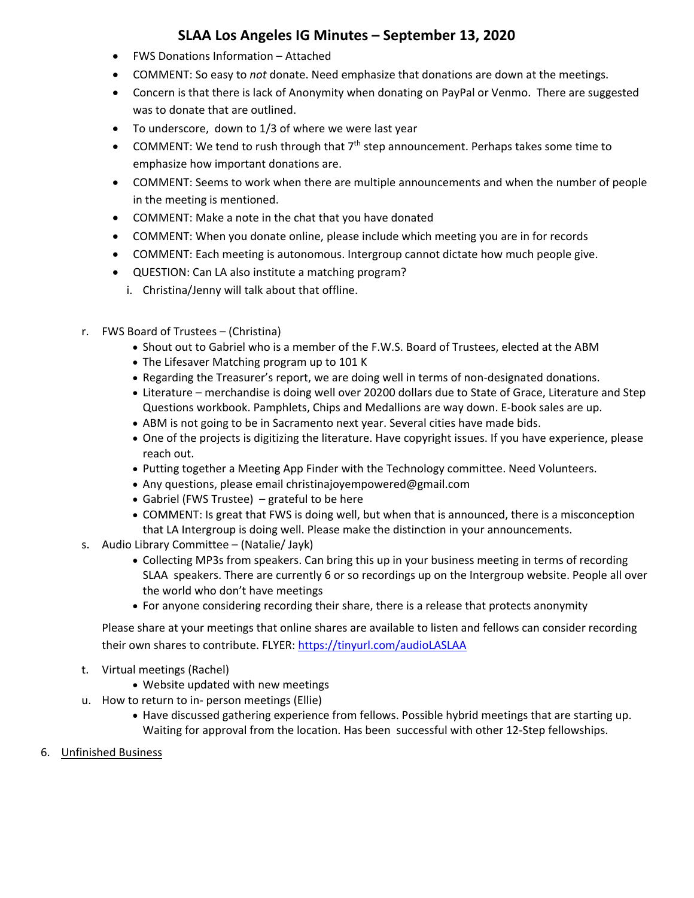- FWS Donations Information – Attached
- COMMENT: So easy to *not* donate. Need emphasize that donations are down at the meetings.
- Concern is that there is lack of Anonymity when donating on PayPal or Venmo. There are suggested was to donate that are outlined.
- To underscore, down to 1/3 of where we were last year
- COMMENT: We tend to rush through that 7th step announcement. Perhaps takes some time to emphasize how important donations are.
- COMMENT: Seems to work when there are multiple announcements and when the number of people in the meeting is mentioned.
- COMMENT: Make a note in the chat that you have donated
- COMMENT: When you donate online, please include which meeting you are in for records
- COMMENT: Each meeting is autonomous. Intergroup cannot dictate how much people give.
- QUESTION: Can LA also institute a matching program?
  i. Christina/Jenny will talk about that offline.

r. FWS Board of Trustees – (Christina)
   - Shout out to Gabriel who is a member of the F.W.S. Board of Trustees, elected at the ABM
   - The Lifesaver Matching program up to 101 K
   - Regarding the Treasurer's report, we are doing well in terms of non-designated donations.
   - Literature – merchandise is doing well over 20200 dollars due to State of Grace, Literature and Step Questions workbook. Pamphlets, Chips and Medallions are way down. E-book sales are up.
   - ABM is not going to be in Sacramento next year. Several cities have made bids.
   - One of the projects is digitizing the literature. Have copyright issues. If you have experience, please reach out.
   - Putting together a Meeting App Finder with the Technology committee. Need Volunteers.
   - Any questions, please email christinajoyempowered@gmail.com
   - Gabriel (FWS Trustee) – grateful to be here
   - COMMENT: Is great that FWS is doing well, but when that is announced, there is a misconception that LA Intergroup is doing well. Please make the distinction in your announcements.

s. Audio Library Committee – (Natalie/ Jayk)
   - Collecting MP3s from speakers. Can bring this up in your business meeting in terms of recording SLAA speakers. There are currently 6 or so recordings up on the Intergroup website. People all over the world who don't have meetings
   - For anyone considering recording their share, there is a release that protects anonymity

   Please share at your meetings that online shares are available to listen and fellows can consider recording their own shares to contribute. FLYER: [https://tinyurl.com/audioLASLAA](https://tinyurl.com/audioLASLAA)

t. Virtual meetings (Rachel)
   - Website updated with new meetings

u. How to return to in- person meetings (Ellie)
   - Have discussed gathering experience from fellows. Possible hybrid meetings that are starting up. Waiting for approval from the location. Has been successful with other 12-Step fellowships.

6. <u>Unfinished Business</u>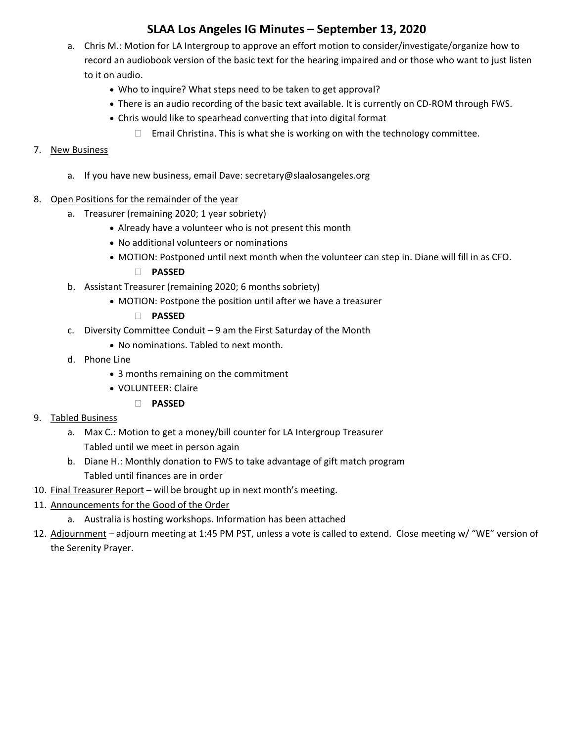# SLAA Los Angeles IG Minutes – September 13, 2020

a. Chris M.: Motion for LA Intergroup to approve an effort motion to consider/investigate/organize how to record an audiobook version of the basic text for the hearing impaired and or those who want to just listen to it on audio.
   - Who to inquire? What steps need to be taken to get approval?
   - There is an audio recording of the basic text available. It is currently on CD-ROM through FWS.
   - Chris would like to spearhead converting that into digital format
     - Email Christina. This is what she is working on with the technology committee.

7. <u>New Business</u>
   a. If you have new business, email Dave: secretary@slaalosangeles.org

8. <u>Open Positions for the remainder of the year</u>
   a. Treasurer (remaining 2020; 1 year sobriety)
      - Already have a volunteer who is not present this month
      - No additional volunteers or nominations
      - MOTION: Postponed until next month when the volunteer can step in. Diane will fill in as CFO.
        - **PASSED**
   b. Assistant Treasurer (remaining 2020; 6 months sobriety)
      - MOTION: Postpone the position until after we have a treasurer
        - **PASSED**
   c. Diversity Committee Conduit – 9 am the First Saturday of the Month
      - No nominations. Tabled to next month.
   d. Phone Line
      - 3 months remaining on the commitment
      - VOLUNTEER: Claire
        - **PASSED**

9. <u>Tabled Business</u>
   a. Max C.: Motion to get a money/bill counter for LA Intergroup Treasurer
      Tabled until we meet in person again
   b. Diane H.: Monthly donation to FWS to take advantage of gift match program
      Tabled until finances are in order

10. <u>Final Treasurer Report</u> – will be brought up in next month's meeting.

11. <u>Announcements for the Good of the Order</u>
    a. Australia is hosting workshops. Information has been attached

12. <u>Adjournment</u> – adjourn meeting at 1:45 PM PST, unless a vote is called to extend. Close meeting w/ "WE" version of the Serenity Prayer.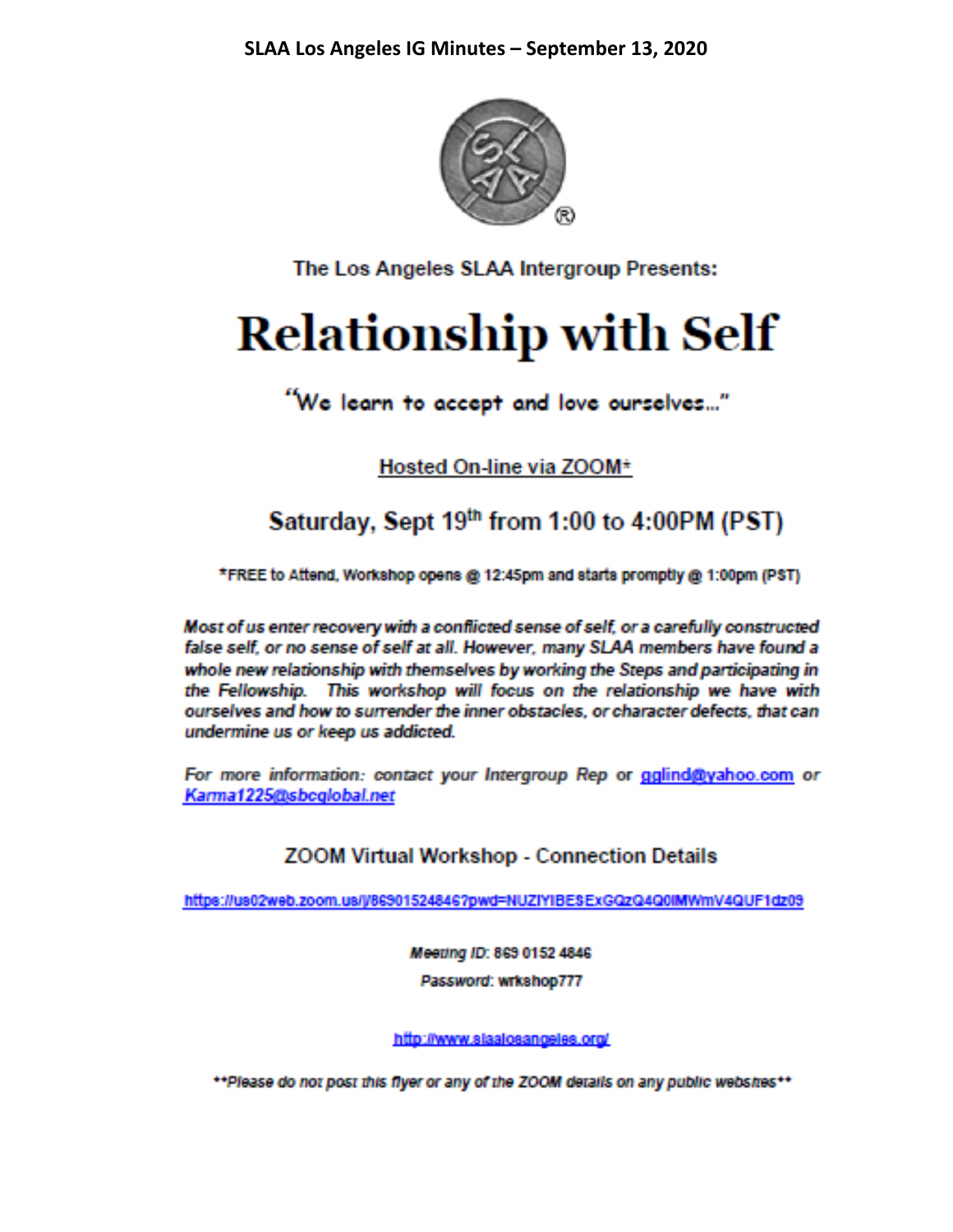The Los Angeles SLAA Intergroup Presents:

# Relationship with Self

"We learn to accept and love ourselves..."

<u>Hosted On-line via ZOOM*</u>

## Saturday, Sept 19th from 1:00 to 4:00PM (PST)

*FREE to Attend, Workshop opens @ 12:45pm and starts promptly @ 1:00pm (PST)

*Most of us enter recovery with a conflicted sense of self, or a carefully constructed false self, or no sense of self at all. However, many SLAA members have found a whole new relationship with themselves by working the Steps and participating in the Fellowship. This workshop will focus on the relationship we have with ourselves and how to surrender the inner obstacles, or character defects, that can undermine us or keep us addicted.*

*For more information: contact your Intergroup Rep or* gglind@yahoo.com *or* Karma1225@sbcglobal.net

### ZOOM Virtual Workshop - Connection Details

https://us02web.zoom.us/j/86901524846?pwd=NUZIYIBESExGQzQ4Q0lMWmV4QUF1dz09

*Meeting ID*: 869 0152 4846

*Password*: wrkshop777

http://www.slaalosangeles.org/

***Please do not post this flyer or any of the ZOOM details on any public websites***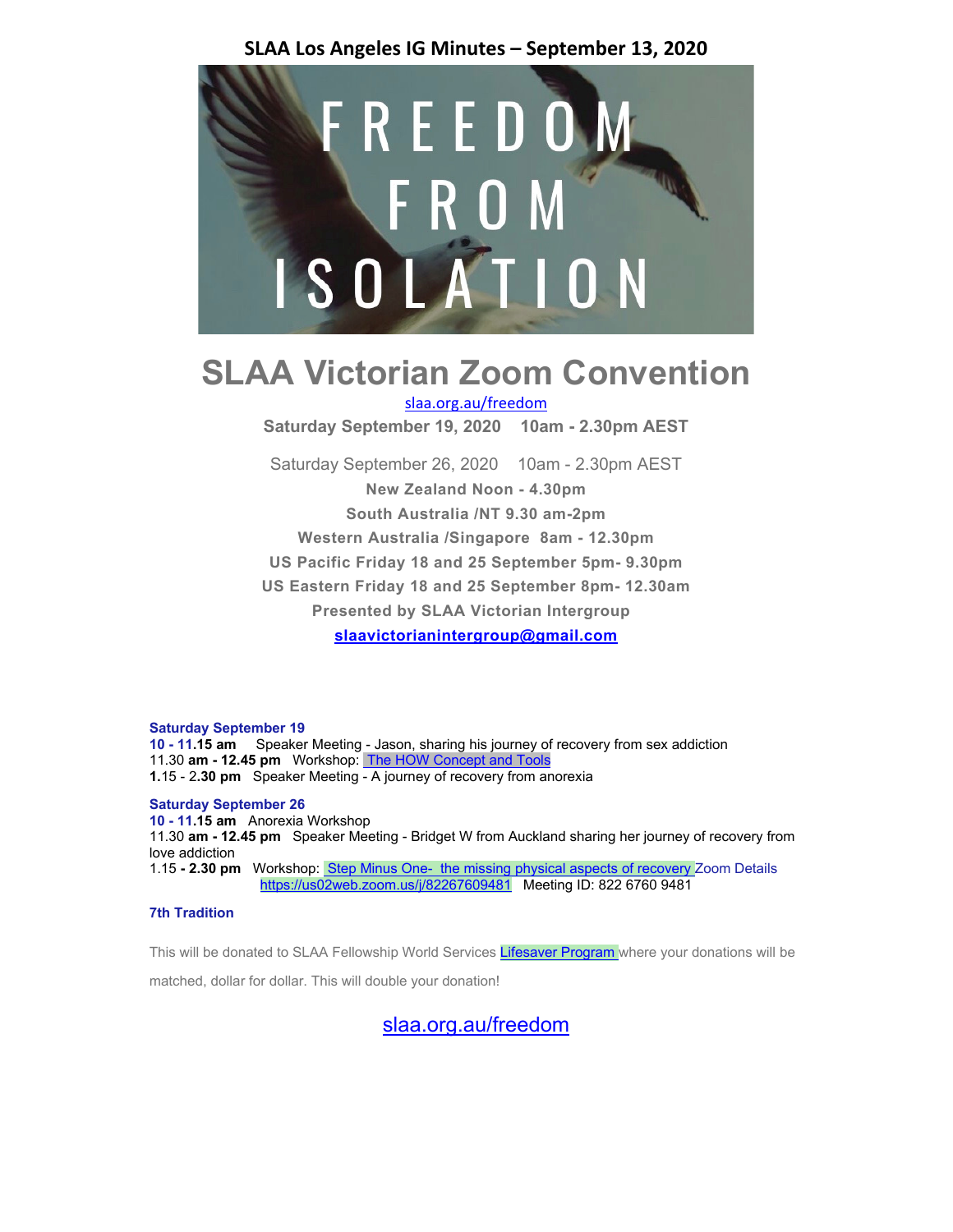# SLAA Los Angeles IG Minutes – September 13, 2020

FREEDOM FROM ISOLATION

## SLAA Victorian Zoom Convention

slaa.org.au/freedom

**Saturday September 19, 2020 10am - 2.30pm AEST**

Saturday September 26, 2020 10am - 2.30pm AEST

**New Zealand Noon - 4.30pm**

**South Australia /NT 9.30 am-2pm**

**Western Australia /Singapore 8am - 12.30pm**

**US Pacific Friday 18 and 25 September 5pm- 9.30pm**

**US Eastern Friday 18 and 25 September 8pm- 12.30am**

**Presented by SLAA Victorian Intergroup**

**slaavictorianintergroup@gmail.com**

**Saturday September 19**

**10 - 11.15 am** Speaker Meeting - Jason, sharing his journey of recovery from sex addiction

11.30 **am - 12.45 pm** Workshop: The HOW Concept and Tools

**1.**15 - 2**.30 pm** Speaker Meeting - A journey of recovery from anorexia

**Saturday September 26**

**10 - 11.15 am** Anorexia Workshop

11.30 **am - 12.45 pm** Speaker Meeting - Bridget W from Auckland sharing her journey of recovery from love addiction

1.15 **- 2.30 pm** Workshop: Step Minus One- the missing physical aspects of recovery Zoom Details https://us02web.zoom.us/j/82267609481 Meeting ID: 822 6760 9481

**7th Tradition**

This will be donated to SLAA Fellowship World Services Lifesaver Program where your donations will be matched, dollar for dollar. This will double your donation!

slaa.org.au/freedom